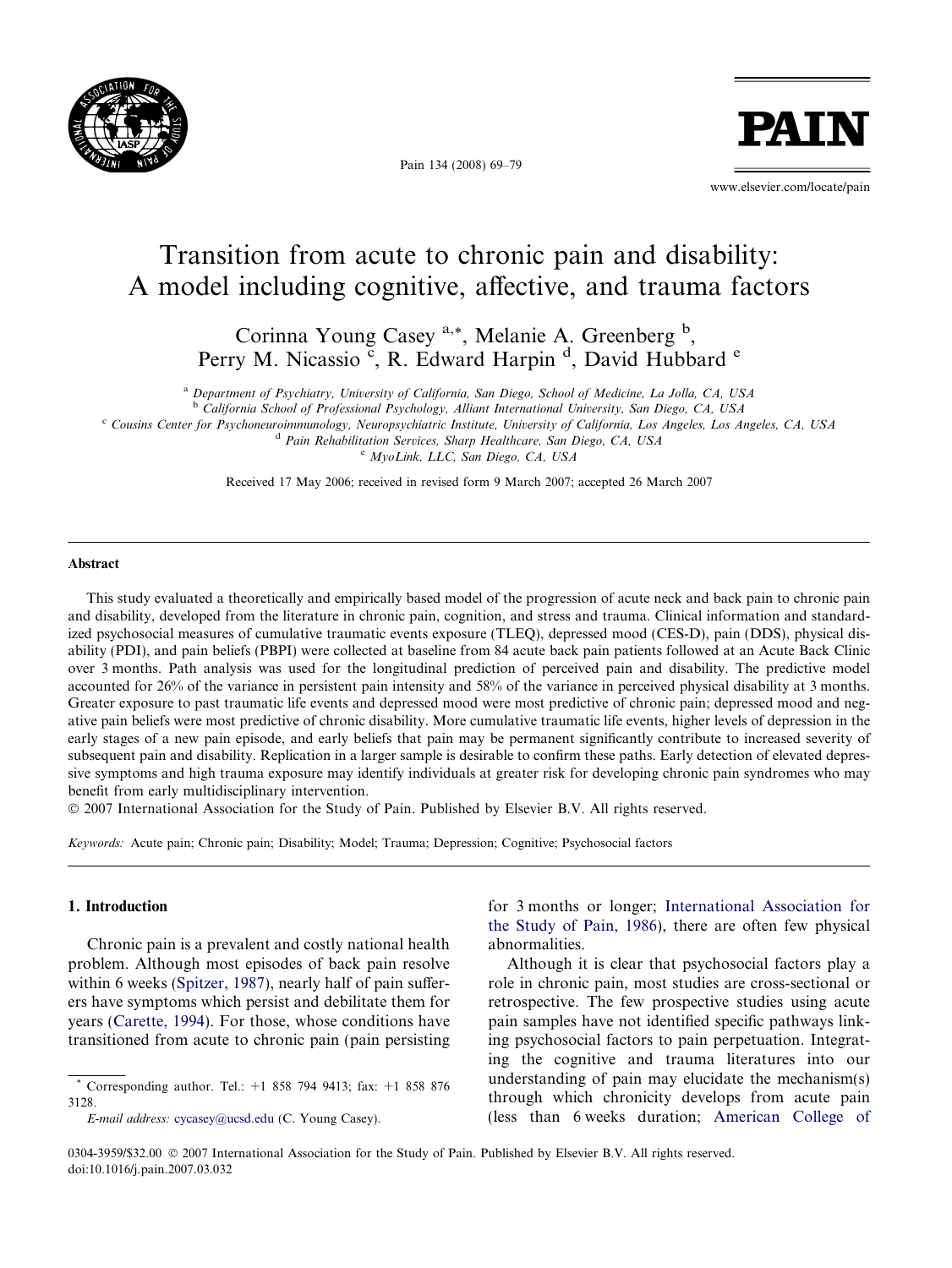# Transition from acute to chronic pain and disability: A model including cognitive, affective, and trauma factors

Corinna Young Casey [a,*], Melanie A. Greenberg [b], Perry M. Nicassio [c], R. Edward Harpin [d], David Hubbard [e]

[a] *Department of Psychiatry, University of California, San Diego, School of Medicine, La Jolla, CA, USA*
[b] *California School of Professional Psychology, Alliant International University, San Diego, CA, USA*
[c] *Cousins Center for Psychoneuroimmunology, Neuropsychiatric Institute, University of California, Los Angeles, Los Angeles, CA, USA*
[d] *Pain Rehabilitation Services, Sharp Healthcare, San Diego, CA, USA*
[e] *MyoLink, LLC, San Diego, CA, USA*

Received 17 May 2006; received in revised form 9 March 2007; accepted 26 March 2007

## Abstract

This study evaluated a theoretically and empirically based model of the progression of acute neck and back pain to chronic pain and disability, developed from the literature in chronic pain, cognition, and stress and trauma. Clinical information and standardized psychosocial measures of cumulative traumatic events exposure (TLEQ), depressed mood (CES-D), pain (DDS), physical disability (PDI), and pain beliefs (PBPI) were collected at baseline from 84 acute back pain patients followed at an Acute Back Clinic over 3 months. Path analysis was used for the longitudinal prediction of perceived pain and disability. The predictive model accounted for 26% of the variance in persistent pain intensity and 58% of the variance in perceived physical disability at 3 months. Greater exposure to past traumatic life events and depressed mood were most predictive of chronic pain; depressed mood and negative pain beliefs were most predictive of chronic disability. More cumulative traumatic life events, higher levels of depression in the early stages of a new pain episode, and early beliefs that pain may be permanent significantly contribute to increased severity of subsequent pain and disability. Replication in a larger sample is desirable to confirm these paths. Early detection of elevated depressive symptoms and high trauma exposure may identify individuals at greater risk for developing chronic pain syndromes who may benefit from early multidisciplinary intervention.

© 2007 International Association for the Study of Pain. Published by Elsevier B.V. All rights reserved.

*Keywords:* Acute pain; Chronic pain; Disability; Model; Trauma; Depression; Cognitive; Psychosocial factors

## 1. Introduction

Chronic pain is a prevalent and costly national health problem. Although most episodes of back pain resolve within 6 weeks (Spitzer, 1987), nearly half of pain sufferers have symptoms which persist and debilitate them for years (Carette, 1994). For those, whose conditions have transitioned from acute to chronic pain (pain persisting for 3 months or longer; International Association for the Study of Pain, 1986), there are often few physical abnormalities.

Although it is clear that psychosocial factors play a role in chronic pain, most studies are cross-sectional or retrospective. The few prospective studies using acute pain samples have not identified specific pathways linking psychosocial factors to pain perpetuation. Integrating the cognitive and trauma literatures into our understanding of pain may elucidate the mechanism(s) through which chronicity develops from acute pain (less than 6 weeks duration; American College of

\* Corresponding author. Tel.: +1 858 794 9413; fax: +1 858 876 3128.
*E-mail address:* cycasey@ucsd.edu (C. Young Casey).

0304-3959/$32.00 © 2007 International Association for the Study of Pain. Published by Elsevier B.V. All rights reserved.
doi:10.1016/j.pain.2007.03.032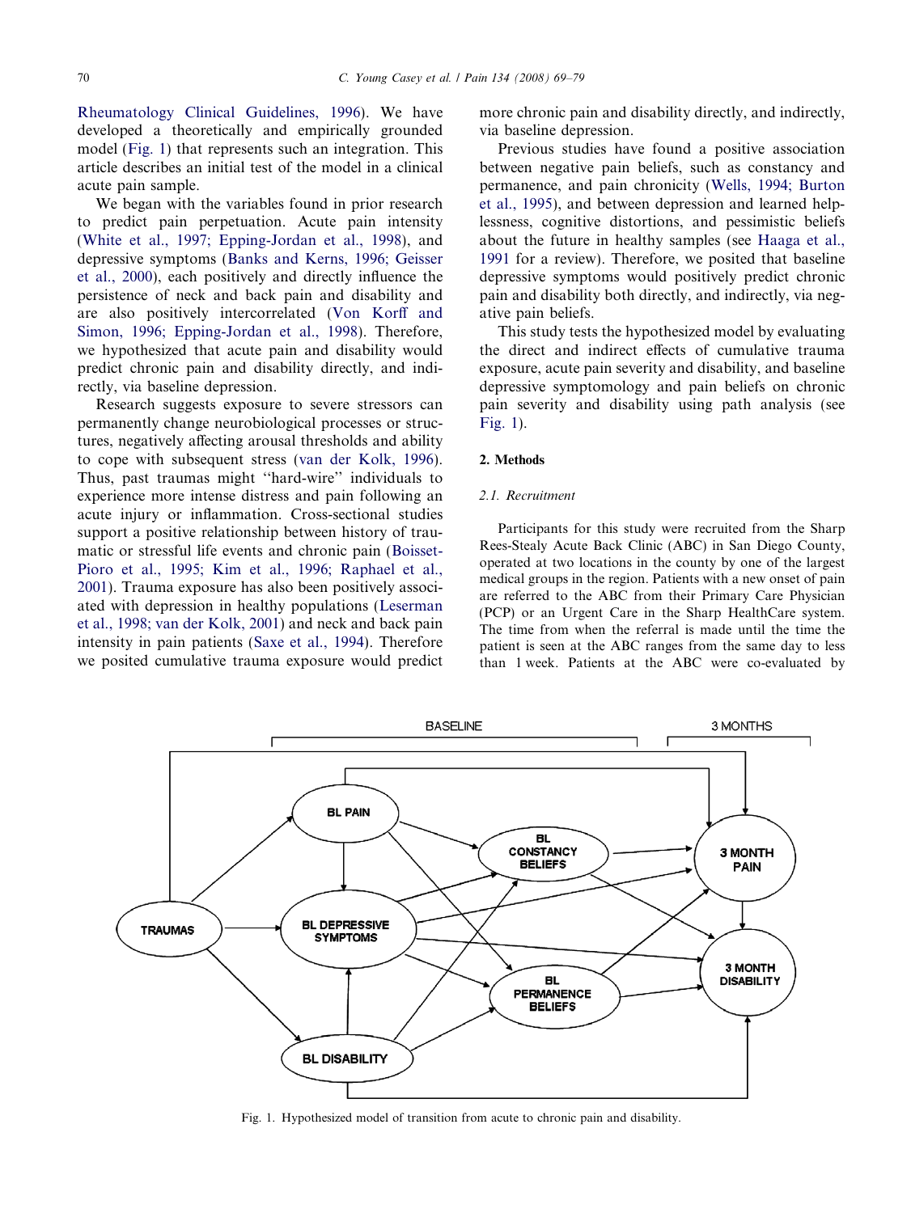Rheumatology Clinical Guidelines, 1996). We have developed a theoretically and empirically grounded model (Fig. 1) that represents such an integration. This article describes an initial test of the model in a clinical acute pain sample.

We began with the variables found in prior research to predict pain perpetuation. Acute pain intensity (White et al., 1997; Epping-Jordan et al., 1998), and depressive symptoms (Banks and Kerns, 1996; Geisser et al., 2000), each positively and directly influence the persistence of neck and back pain and disability and are also positively intercorrelated (Von Korff and Simon, 1996; Epping-Jordan et al., 1998). Therefore, we hypothesized that acute pain and disability would predict chronic pain and disability directly, and indirectly, via baseline depression.

Research suggests exposure to severe stressors can permanently change neurobiological processes or structures, negatively affecting arousal thresholds and ability to cope with subsequent stress (van der Kolk, 1996). Thus, past traumas might "hard-wire" individuals to experience more intense distress and pain following an acute injury or inflammation. Cross-sectional studies support a positive relationship between history of traumatic or stressful life events and chronic pain (Boisset-Pioro et al., 1995; Kim et al., 1996; Raphael et al., 2001). Trauma exposure has also been positively associated with depression in healthy populations (Leserman et al., 1998; van der Kolk, 2001) and neck and back pain intensity in pain patients (Saxe et al., 1994). Therefore we posited cumulative trauma exposure would predict more chronic pain and disability directly, and indirectly, via baseline depression.

Previous studies have found a positive association between negative pain beliefs, such as constancy and permanence, and pain chronicity (Wells, 1994; Burton et al., 1995), and between depression and learned helplessness, cognitive distortions, and pessimistic beliefs about the future in healthy samples (see Haaga et al., 1991 for a review). Therefore, we posited that baseline depressive symptoms would positively predict chronic pain and disability both directly, and indirectly, via negative pain beliefs.

This study tests the hypothesized model by evaluating the direct and indirect effects of cumulative trauma exposure, acute pain severity and disability, and baseline depressive symptomology and pain beliefs on chronic pain severity and disability using path analysis (see Fig. 1).

## 2. Methods

### 2.1. Recruitment

Participants for this study were recruited from the Sharp Rees-Stealy Acute Back Clinic (ABC) in San Diego County, operated at two locations in the county by one of the largest medical groups in the region. Patients with a new onset of pain are referred to the ABC from their Primary Care Physician (PCP) or an Urgent Care in the Sharp HealthCare system. The time from when the referral is made until the time the patient is seen at the ABC ranges from the same day to less than 1 week. Patients at the ABC were co-evaluated by

Fig. 1. Hypothesized model of transition from acute to chronic pain and disability.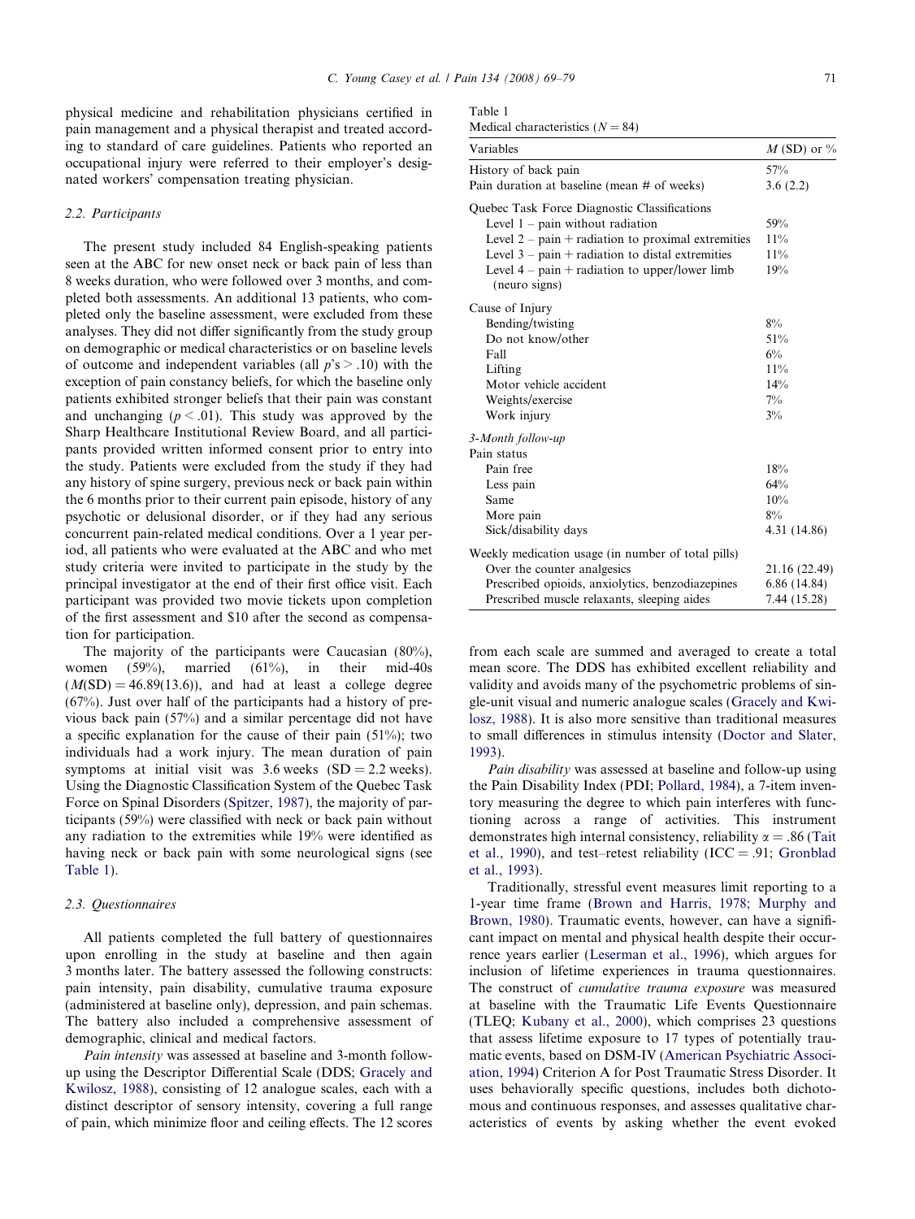physical medicine and rehabilitation physicians certified in pain management and a physical therapist and treated according to standard of care guidelines. Patients who reported an occupational injury were referred to their employer's designated workers' compensation treating physician.

### 2.2. Participants

The present study included 84 English-speaking patients seen at the ABC for new onset neck or back pain of less than 8 weeks duration, who were followed over 3 months, and completed both assessments. An additional 13 patients, who completed only the baseline assessment, were excluded from these analyses. They did not differ significantly from the study group on demographic or medical characteristics or on baseline levels of outcome and independent variables (all $p$'s $> .10$) with the exception of pain constancy beliefs, for which the baseline only patients exhibited stronger beliefs that their pain was constant and unchanging ($p < .01$). This study was approved by the Sharp Healthcare Institutional Review Board, and all participants provided written informed consent prior to entry into the study. Patients were excluded from the study if they had any history of spine surgery, previous neck or back pain within the 6 months prior to their current pain episode, history of any psychotic or delusional disorder, or if they had any serious concurrent pain-related medical conditions. Over a 1 year period, all patients who were evaluated at the ABC and who met study criteria were invited to participate in the study by the principal investigator at the end of their first office visit. Each participant was provided two movie tickets upon completion of the first assessment and $10 after the second as compensation for participation.

The majority of the participants were Caucasian (80%), women (59%), married (61%), in their mid-40s ($M$(SD) = 46.89(13.6)), and had at least a college degree (67%). Just over half of the participants had a history of previous back pain (57%) and a similar percentage did not have a specific explanation for the cause of their pain (51%); two individuals had a work injury. The mean duration of pain symptoms at initial visit was 3.6 weeks (SD = 2.2 weeks). Using the Diagnostic Classification System of the Quebec Task Force on Spinal Disorders (Spitzer, 1987), the majority of participants (59%) were classified with neck or back pain without any radiation to the extremities while 19% were identified as having neck or back pain with some neurological signs (see Table 1).

### 2.3. Questionnaires

All patients completed the full battery of questionnaires upon enrolling in the study at baseline and then again 3 months later. The battery assessed the following constructs: pain intensity, pain disability, cumulative trauma exposure (administered at baseline only), depression, and pain schemas. The battery also included a comprehensive assessment of demographic, clinical and medical factors.

*Pain intensity* was assessed at baseline and 3-month follow-up using the Descriptor Differential Scale (DDS; Gracely and Kwilosz, 1988), consisting of 12 analogue scales, each with a distinct descriptor of sensory intensity, covering a full range of pain, which minimize floor and ceiling effects. The 12 scores from each scale are summed and averaged to create a total mean score. The DDS has exhibited excellent reliability and validity and avoids many of the psychometric problems of single-unit visual and numeric analogue scales (Gracely and Kwilosz, 1988). It is also more sensitive than traditional measures to small differences in stimulus intensity (Doctor and Slater, 1993).

*Pain disability* was assessed at baseline and follow-up using the Pain Disability Index (PDI; Pollard, 1984), a 7-item inventory measuring the degree to which pain interferes with functioning across a range of activities. This instrument demonstrates high internal consistency, reliability $\alpha = .86$ (Tait et al., 1990), and test–retest reliability (ICC = .91; Gronblad et al., 1993).

Traditionally, stressful event measures limit reporting to a 1-year time frame (Brown and Harris, 1978; Murphy and Brown, 1980). Traumatic events, however, can have a significant impact on mental and physical health despite their occurrence years earlier (Leserman et al., 1996), which argues for inclusion of lifetime experiences in trauma questionnaires. The construct of *cumulative trauma exposure* was measured at baseline with the Traumatic Life Events Questionnaire (TLEQ; Kubany et al., 2000), which comprises 23 questions that assess lifetime exposure to 17 types of potentially traumatic events, based on DSM-IV (American Psychiatric Association, 1994) Criterion A for Post Traumatic Stress Disorder. It uses behaviorally specific questions, includes both dichotomous and continuous responses, and assesses qualitative characteristics of events by asking whether the event evoked

Table 1
Medical characteristics ($N = 84$)

| Variables | $M$ (SD) or % |
|---|---|
| History of back pain | 57% |
| Pain duration at baseline (mean # of weeks) | 3.6 (2.2) |
| Quebec Task Force Diagnostic Classifications | |
| Level 1 – pain without radiation | 59% |
| Level 2 – pain + radiation to proximal extremities | 11% |
| Level 3 – pain + radiation to distal extremities | 11% |
| Level 4 – pain + radiation to upper/lower limb (neuro signs) | 19% |
| Cause of Injury | |
| Bending/twisting | 8% |
| Do not know/other | 51% |
| Fall | 6% |
| Lifting | 11% |
| Motor vehicle accident | 14% |
| Weights/exercise | 7% |
| Work injury | 3% |
| *3-Month follow-up* | |
| Pain status | |
| Pain free | 18% |
| Less pain | 64% |
| Same | 10% |
| More pain | 8% |
| Sick/disability days | 4.31 (14.86) |
| Weekly medication usage (in number of total pills) | |
| Over the counter analgesics | 21.16 (22.49) |
| Prescribed opioids, anxiolytics, benzodiazepines | 6.86 (14.84) |
| Prescribed muscle relaxants, sleeping aides | 7.44 (15.28) |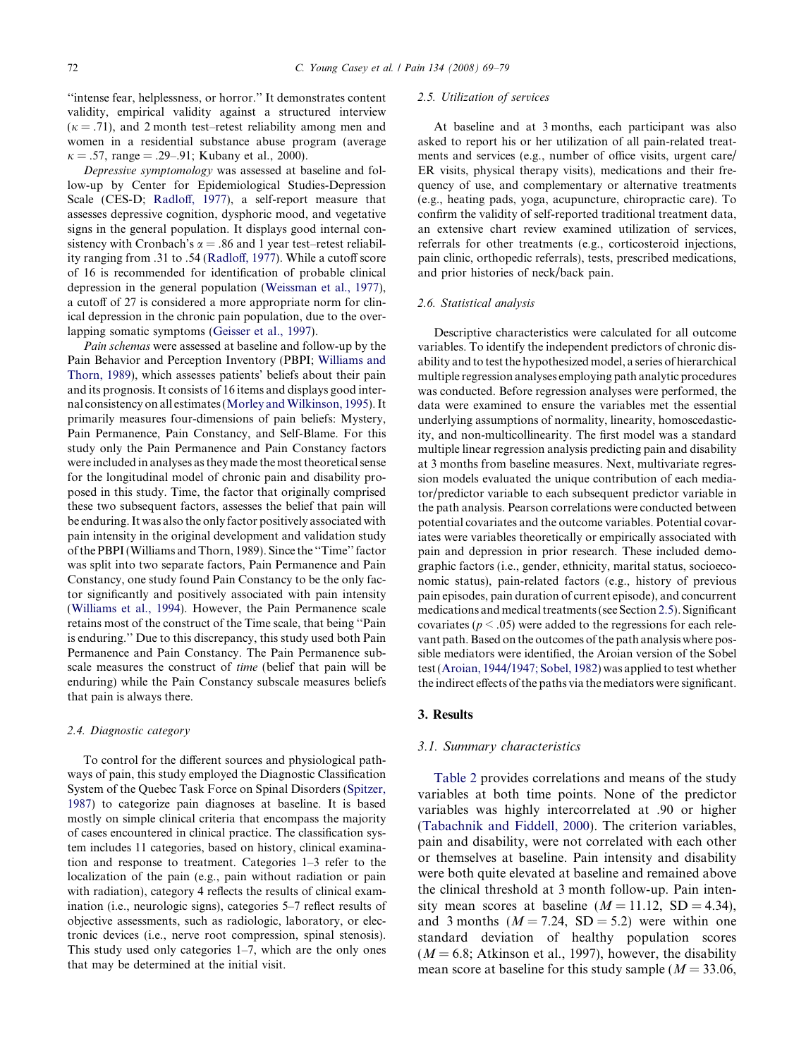"intense fear, helplessness, or horror." It demonstrates content validity, empirical validity against a structured interview ($\kappa = .71$), and 2 month test–retest reliability among men and women in a residential substance abuse program (average $\kappa = .57$, range = .29–.91; Kubany et al., 2000).

*Depressive symptomology* was assessed at baseline and follow-up by Center for Epidemiological Studies-Depression Scale (CES-D; Radloff, 1977), a self-report measure that assesses depressive cognition, dysphoric mood, and vegetative signs in the general population. It displays good internal consistency with Cronbach's $\alpha = .86$ and 1 year test–retest reliability ranging from .31 to .54 (Radloff, 1977). While a cutoff score of 16 is recommended for identification of probable clinical depression in the general population (Weissman et al., 1977), a cutoff of 27 is considered a more appropriate norm for clinical depression in the chronic pain population, due to the overlapping somatic symptoms (Geisser et al., 1997).

*Pain schemas* were assessed at baseline and follow-up by the Pain Behavior and Perception Inventory (PBPI; Williams and Thorn, 1989), which assesses patients' beliefs about their pain and its prognosis. It consists of 16 items and displays good internal consistency on all estimates (Morley and Wilkinson, 1995). It primarily measures four-dimensions of pain beliefs: Mystery, Pain Permanence, Pain Constancy, and Self-Blame. For this study only the Pain Permanence and Pain Constancy factors were included in analyses as they made the most theoretical sense for the longitudinal model of chronic pain and disability proposed in this study. Time, the factor that originally comprised these two subsequent factors, assesses the belief that pain will be enduring. It was also the only factor positively associated with pain intensity in the original development and validation study of the PBPI (Williams and Thorn, 1989). Since the "Time" factor was split into two separate factors, Pain Permanence and Pain Constancy, one study found Pain Constancy to be the only factor significantly and positively associated with pain intensity (Williams et al., 1994). However, the Pain Permanence scale retains most of the construct of the Time scale, that being "Pain is enduring." Due to this discrepancy, this study used both Pain Permanence and Pain Constancy. The Pain Permanence subscale measures the construct of *time* (belief that pain will be enduring) while the Pain Constancy subscale measures beliefs that pain is always there.

### 2.4. Diagnostic category

To control for the different sources and physiological pathways of pain, this study employed the Diagnostic Classification System of the Quebec Task Force on Spinal Disorders (Spitzer, 1987) to categorize pain diagnoses at baseline. It is based mostly on simple clinical criteria that encompass the majority of cases encountered in clinical practice. The classification system includes 11 categories, based on history, clinical examination and response to treatment. Categories 1–3 refer to the localization of the pain (e.g., pain without radiation or pain with radiation), category 4 reflects the results of clinical examination (i.e., neurologic signs), categories 5–7 reflect results of objective assessments, such as radiologic, laboratory, or electronic devices (i.e., nerve root compression, spinal stenosis). This study used only categories 1–7, which are the only ones that may be determined at the initial visit.

### 2.5. Utilization of services

At baseline and at 3 months, each participant was also asked to report his or her utilization of all pain-related treatments and services (e.g., number of office visits, urgent care/ER visits, physical therapy visits), medications and their frequency of use, and complementary or alternative treatments (e.g., heating pads, yoga, acupuncture, chiropractic care). To confirm the validity of self-reported traditional treatment data, an extensive chart review examined utilization of services, referrals for other treatments (e.g., corticosteroid injections, pain clinic, orthopedic referrals), tests, prescribed medications, and prior histories of neck/back pain.

### 2.6. Statistical analysis

Descriptive characteristics were calculated for all outcome variables. To identify the independent predictors of chronic disability and to test the hypothesized model, a series of hierarchical multiple regression analyses employing path analytic procedures was conducted. Before regression analyses were performed, the data were examined to ensure the variables met the essential underlying assumptions of normality, linearity, homoscedasticity, and non-multicollinearity. The first model was a standard multiple linear regression analysis predicting pain and disability at 3 months from baseline measures. Next, multivariate regression models evaluated the unique contribution of each mediator/predictor variable to each subsequent predictor variable in the path analysis. Pearson correlations were conducted between potential covariates and the outcome variables. Potential covariates were variables theoretically or empirically associated with pain and depression in prior research. These included demographic factors (i.e., gender, ethnicity, marital status, socioeconomic status), pain-related factors (e.g., history of previous pain episodes, pain duration of current episode), and concurrent medications and medical treatments (see Section 2.5). Significant covariates ($p < .05$) were added to the regressions for each relevant path. Based on the outcomes of the path analysis where possible mediators were identified, the Aroian version of the Sobel test (Aroian, 1944/1947; Sobel, 1982) was applied to test whether the indirect effects of the paths via the mediators were significant.

## 3. Results

### 3.1. Summary characteristics

Table 2 provides correlations and means of the study variables at both time points. None of the predictor variables was highly intercorrelated at .90 or higher (Tabachnik and Fiddell, 2000). The criterion variables, pain and disability, were not correlated with each other or themselves at baseline. Pain intensity and disability were both quite elevated at baseline and remained above the clinical threshold at 3 month follow-up. Pain intensity mean scores at baseline ($M = 11.12$, $SD = 4.34$), and 3 months ($M = 7.24$, $SD = 5.2$) were within one standard deviation of healthy population scores ($M = 6.8$; Atkinson et al., 1997), however, the disability mean score at baseline for this study sample ($M = 33.06$,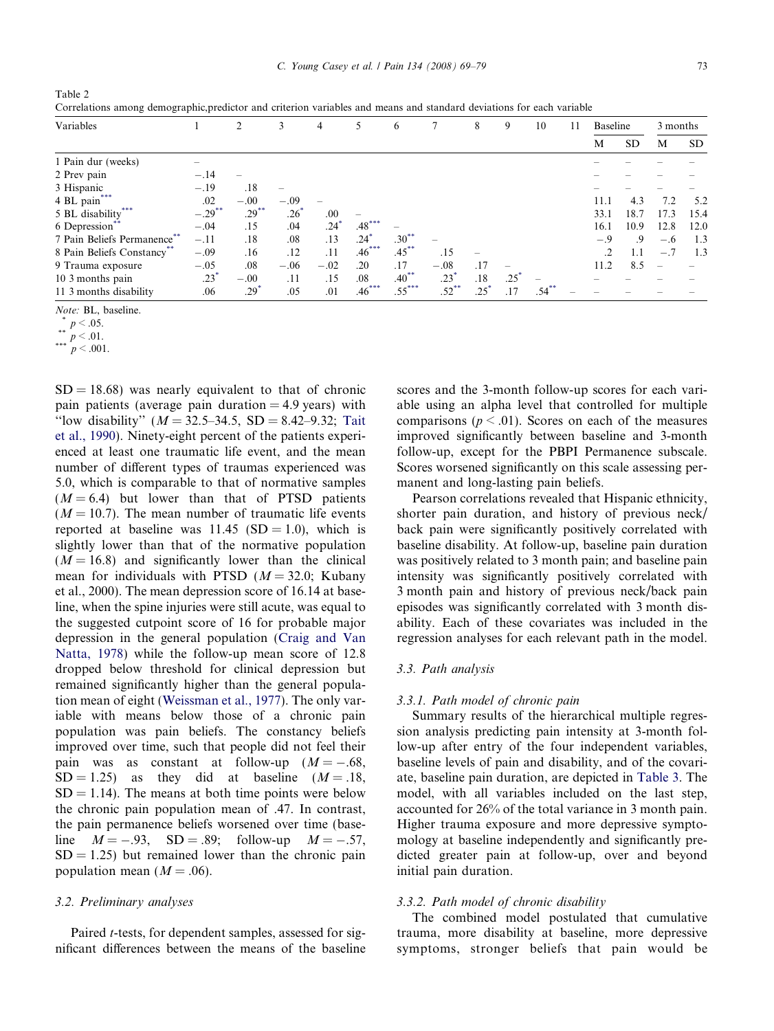Table 2
Correlations among demographic,predictor and criterion variables and means and standard deviations for each variable

| Variables | 1 | 2 | 3 | 4 | 5 | 6 | 7 | 8 | 9 | 10 | 11 | Baseline | | 3 months | |
|---|---|---|---|---|---|---|---|---|---|---|---|---|---|---|---|
| | | | | | | | | | | | | M | SD | M | SD |
| 1 Pain dur (weeks) | – | | | | | | | | | | | – | – | – | – |
| 2 Prev pain | −.14 | – | | | | | | | | | | – | – | – | – |
| 3 Hispanic | −.19 | .18 | – | | | | | | | | | – | – | – | – |
| 4 BL pain*** | .02 | −.00 | −.09 | – | | | | | | | | 11.1 | 4.3 | 7.2 | 5.2 |
| 5 BL disability*** | −.29** | .29** | .26* | .00 | – | | | | | | | 33.1 | 18.7 | 17.3 | 15.4 |
| 6 Depression** | −.04 | .15 | .04 | .24* | .48*** | – | | | | | | 16.1 | 10.9 | 12.8 | 12.0 |
| 7 Pain Beliefs Permanence** | −.11 | .18 | .08 | .13 | .24* | .30** | – | | | | | −.9 | .9 | −.6 | 1.3 |
| 8 Pain Beliefs Constancy** | −.09 | .16 | .12 | .11 | .46*** | .45** | .15 | – | | | | .2 | 1.1 | −.7 | 1.3 |
| 9 Trauma exposure | −.05 | .08 | −.06 | −.02 | .20 | .17 | −.08 | .17 | – | | | 11.2 | 8.5 | – | – |
| 10 3 months pain | .23* | −.00 | .11 | .15 | .08 | .40** | .23* | .18 | .25* | – | | – | – | – | – |
| 11 3 months disability | .06 | .29* | .05 | .01 | .46*** | .55*** | .52** | .25* | .17 | .54** | – | – | – | – | – |

*Note:* BL, baseline.
* $p < .05$.
** $p < .01$.
*** $p < .001$.

$SD = 18.68$) was nearly equivalent to that of chronic pain patients (average pain duration = 4.9 years) with "low disability" ($M = 32.5$–$34.5$, $SD = 8.42$–$9.32$; Tait et al., 1990). Ninety-eight percent of the patients experienced at least one traumatic life event, and the mean number of different types of traumas experienced was 5.0, which is comparable to that of normative samples ($M = 6.4$) but lower than that of PTSD patients ($M = 10.7$). The mean number of traumatic life events reported at baseline was 11.45 ($SD = 1.0$), which is slightly lower than that of the normative population ($M = 16.8$) and significantly lower than the clinical mean for individuals with PTSD ($M = 32.0$; Kubany et al., 2000). The mean depression score of 16.14 at baseline, when the spine injuries were still acute, was equal to the suggested cutpoint score of 16 for probable major depression in the general population (Craig and Van Natta, 1978) while the follow-up mean score of 12.8 dropped below threshold for clinical depression but remained significantly higher than the general population mean of eight (Weissman et al., 1977). The only variable with means below those of a chronic pain population was pain beliefs. The constancy beliefs improved over time, such that people did not feel their pain was as constant at follow-up ($M = -.68$, $SD = 1.25$) as they did at baseline ($M = .18$, $SD = 1.14$). The means at both time points were below the chronic pain population mean of .47. In contrast, the pain permanence beliefs worsened over time (baseline $M = -.93$, $SD = .89$; follow-up $M = -.57$, $SD = 1.25$) but remained lower than the chronic pain population mean ($M = .06$).

### 3.2. Preliminary analyses

Paired *t*-tests, for dependent samples, assessed for significant differences between the means of the baseline scores and the 3-month follow-up scores for each variable using an alpha level that controlled for multiple comparisons ($p < .01$). Scores on each of the measures improved significantly between baseline and 3-month follow-up, except for the PBPI Permanence subscale. Scores worsened significantly on this scale assessing permanent and long-lasting pain beliefs.

Pearson correlations revealed that Hispanic ethnicity, shorter pain duration, and history of previous neck/back pain were significantly positively correlated with baseline disability. At follow-up, baseline pain duration was positively related to 3 month pain; and baseline pain intensity was significantly positively correlated with 3 month pain and history of previous neck/back pain episodes was significantly correlated with 3 month disability. Each of these covariates was included in the regression analyses for each relevant path in the model.

### 3.3. Path analysis

#### 3.3.1. Path model of chronic pain

Summary results of the hierarchical multiple regression analysis predicting pain intensity at 3-month follow-up after entry of the four independent variables, baseline levels of pain and disability, and of the covariate, baseline pain duration, are depicted in Table 3. The model, with all variables included on the last step, accounted for 26% of the total variance in 3 month pain. Higher trauma exposure and more depressive symptomology at baseline independently and significantly predicted greater pain at follow-up, over and beyond initial pain duration.

#### 3.3.2. Path model of chronic disability

The combined model postulated that cumulative trauma, more disability at baseline, more depressive symptoms, stronger beliefs that pain would be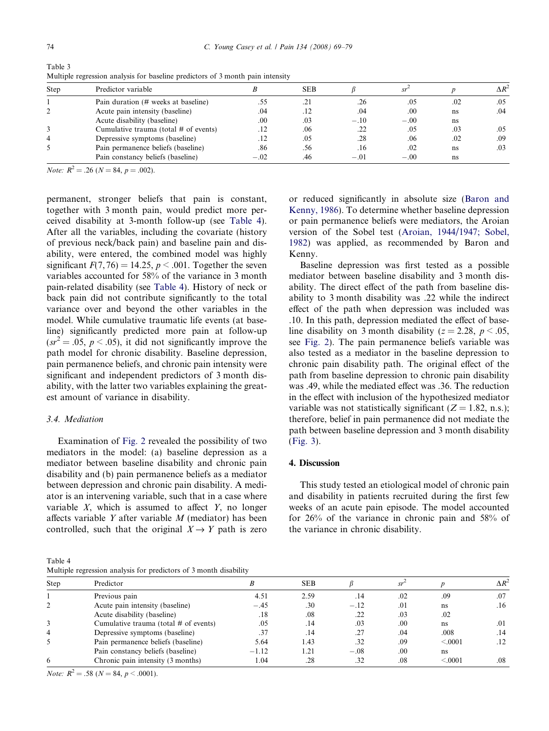Table 3
Multiple regression analysis for baseline predictors of 3 month pain intensity

| Step | Predictor variable | B | SEB | β | $sr^2$ | p | $\Delta R^2$ |
|---|---|---|---|---|---|---|---|
| 1 | Pain duration (# weeks at baseline) | .55 | .21 | .26 | .05 | .02 | .05 |
| 2 | Acute pain intensity (baseline) | .04 | .12 | .04 | .00 | ns | .04 |
| | Acute disability (baseline) | .00 | .03 | −.10 | −.00 | ns | |
| 3 | Cumulative trauma (total # of events) | .12 | .06 | .22 | .05 | .03 | .05 |
| 4 | Depressive symptoms (baseline) | .12 | .05 | .28 | .06 | .02 | .09 |
| 5 | Pain permanence beliefs (baseline) | .86 | .56 | .16 | .02 | ns | .03 |
| | Pain constancy beliefs (baseline) | −.02 | .46 | −.01 | −.00 | ns | |

*Note:* $R^2 = .26$ ($N = 84$, $p = .002$).

permanent, stronger beliefs that pain is constant, together with 3 month pain, would predict more perceived disability at 3-month follow-up (see Table 4). After all the variables, including the covariate (history of previous neck/back pain) and baseline pain and disability, were entered, the combined model was highly significant $F(7, 76) = 14.25$, $p < .001$. Together the seven variables accounted for 58% of the variance in 3 month pain-related disability (see Table 4). History of neck or back pain did not contribute significantly to the total variance over and beyond the other variables in the model. While cumulative traumatic life events (at baseline) significantly predicted more pain at follow-up ($sr^2 = .05$, $p < .05$), it did not significantly improve the path model for chronic disability. Baseline depression, pain permanence beliefs, and chronic pain intensity were significant and independent predictors of 3 month disability, with the latter two variables explaining the greatest amount of variance in disability.

### 3.4. Mediation

Examination of Fig. 2 revealed the possibility of two mediators in the model: (a) baseline depression as a mediator between baseline disability and chronic pain disability and (b) pain permanence beliefs as a mediator between depression and chronic pain disability. A mediator is an intervening variable, such that in a case where variable $X$, which is assumed to affect $Y$, no longer affects variable $Y$ after variable $M$ (mediator) has been controlled, such that the original $X \rightarrow Y$ path is zero or reduced significantly in absolute size (Baron and Kenny, 1986). To determine whether baseline depression or pain permanence beliefs were mediators, the Aroian version of the Sobel test (Aroian, 1944/1947; Sobel, 1982) was applied, as recommended by Baron and Kenny.

Baseline depression was first tested as a possible mediator between baseline disability and 3 month disability. The direct effect of the path from baseline disability to 3 month disability was .22 while the indirect effect of the path when depression was included was .10. In this path, depression mediated the effect of baseline disability on 3 month disability ($z = 2.28$, $p < .05$, see Fig. 2). The pain permanence beliefs variable was also tested as a mediator in the baseline depression to chronic pain disability path. The original effect of the path from baseline depression to chronic pain disability was .49, while the mediated effect was .36. The reduction in the effect with inclusion of the hypothesized mediator variable was not statistically significant ($Z = 1.82$, n.s.); therefore, belief in pain permanence did not mediate the path between baseline depression and 3 month disability (Fig. 3).

## 4. Discussion

This study tested an etiological model of chronic pain and disability in patients recruited during the first few weeks of an acute pain episode. The model accounted for 26% of the variance in chronic pain and 58% of the variance in chronic disability.

Table 4
Multiple regression analysis for predictors of 3 month disability

| Step | Predictor | B | SEB | β | $sr^2$ | p | $\Delta R^2$ |
|---|---|---|---|---|---|---|---|
| 1 | Previous pain | 4.51 | 2.59 | .14 | .02 | .09 | .07 |
| 2 | Acute pain intensity (baseline) | −.45 | .30 | −.12 | .01 | ns | .16 |
| | Acute disability (baseline) | .18 | .08 | .22 | .03 | .02 | |
| 3 | Cumulative trauma (total # of events) | .05 | .14 | .03 | .00 | ns | .01 |
| 4 | Depressive symptoms (baseline) | .37 | .14 | .27 | .04 | .008 | .14 |
| 5 | Pain permanence beliefs (baseline) | 5.64 | 1.43 | .32 | .09 | <.0001 | .12 |
| | Pain constancy beliefs (baseline) | −1.12 | 1.21 | −.08 | .00 | ns | |
| 6 | Chronic pain intensity (3 months) | 1.04 | .28 | .32 | .08 | <.0001 | .08 |

*Note:* $R^2 = .58$ ($N = 84$, $p < .0001$).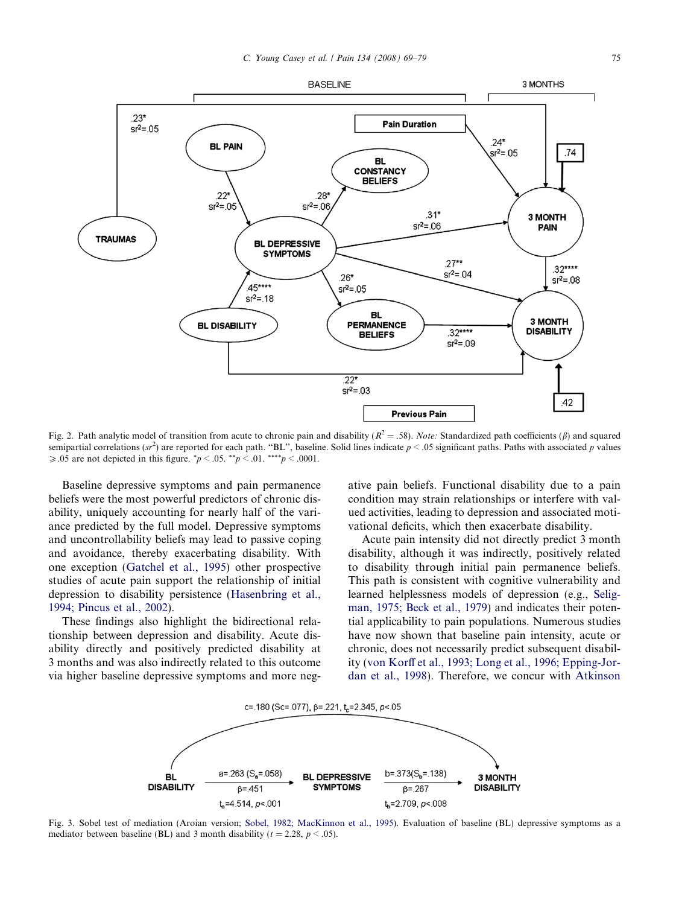Fig. 2. Path analytic model of transition from acute to chronic pain and disability ($R^2 = .58$). *Note:* Standardized path coefficients ($\beta$) and squared semipartial correlations ($sr^2$) are reported for each path. "BL", baseline. Solid lines indicate $p < .05$ significant paths. Paths with associated $p$ values $\geqslant .05$ are not depicted in this figure. $^*p < .05$. $^{**}p < .01$. $^{****}p < .0001$.

Baseline depressive symptoms and pain permanence beliefs were the most powerful predictors of chronic disability, uniquely accounting for nearly half of the variance predicted by the full model. Depressive symptoms and uncontrollability beliefs may lead to passive coping and avoidance, thereby exacerbating disability. With one exception (Gatchel et al., 1995) other prospective studies of acute pain support the relationship of initial depression to disability persistence (Hasenbring et al., 1994; Pincus et al., 2002).

These findings also highlight the bidirectional relationship between depression and disability. Acute disability directly and positively predicted disability at 3 months and was also indirectly related to this outcome via higher baseline depressive symptoms and more negative pain beliefs. Functional disability due to a pain condition may strain relationships or interfere with valued activities, leading to depression and associated motivational deficits, which then exacerbate disability.

Acute pain intensity did not directly predict 3 month disability, although it was indirectly, positively related to disability through initial pain permanence beliefs. This path is consistent with cognitive vulnerability and learned helplessness models of depression (e.g., Seligman, 1975; Beck et al., 1979) and indicates their potential applicability to pain populations. Numerous studies have now shown that baseline pain intensity, acute or chronic, does not necessarily predict subsequent disability (von Korff et al., 1993; Long et al., 1996; Epping-Jordan et al., 1998). Therefore, we concur with Atkinson

Fig. 3. Sobel test of mediation (Aroian version; Sobel, 1982; MacKinnon et al., 1995). Evaluation of baseline (BL) depressive symptoms as a mediator between baseline (BL) and 3 month disability ($t = 2.28$, $p < .05$).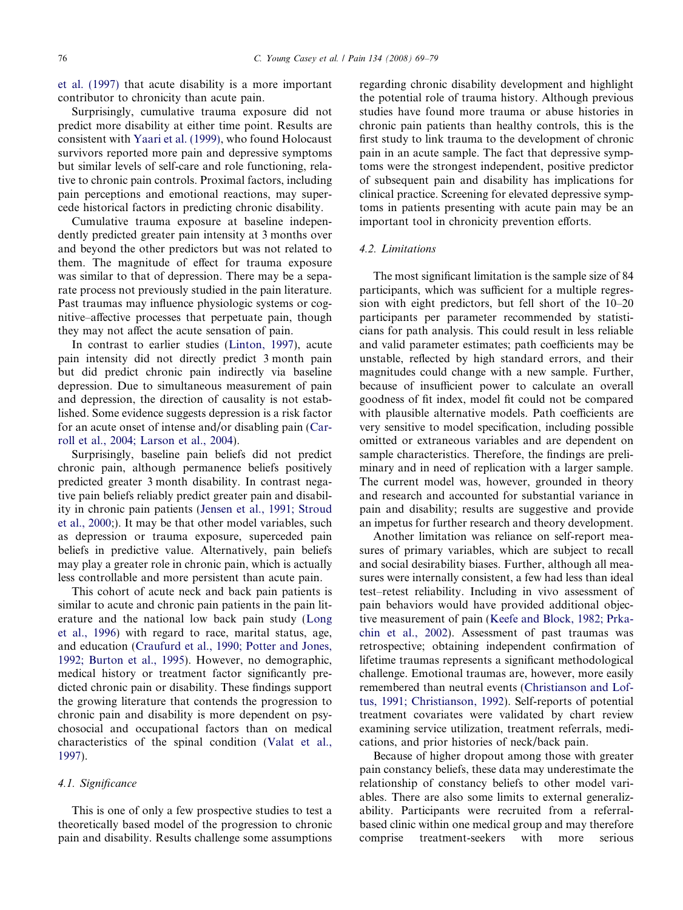et al. (1997) that acute disability is a more important contributor to chronicity than acute pain.

Surprisingly, cumulative trauma exposure did not predict more disability at either time point. Results are consistent with Yaari et al. (1999), who found Holocaust survivors reported more pain and depressive symptoms but similar levels of self-care and role functioning, relative to chronic pain controls. Proximal factors, including pain perceptions and emotional reactions, may supercede historical factors in predicting chronic disability.

Cumulative trauma exposure at baseline independently predicted greater pain intensity at 3 months over and beyond the other predictors but was not related to them. The magnitude of effect for trauma exposure was similar to that of depression. There may be a separate process not previously studied in the pain literature. Past traumas may influence physiologic systems or cognitive–affective processes that perpetuate pain, though they may not affect the acute sensation of pain.

In contrast to earlier studies (Linton, 1997), acute pain intensity did not directly predict 3 month pain but did predict chronic pain indirectly via baseline depression. Due to simultaneous measurement of pain and depression, the direction of causality is not established. Some evidence suggests depression is a risk factor for an acute onset of intense and/or disabling pain (Carroll et al., 2004; Larson et al., 2004).

Surprisingly, baseline pain beliefs did not predict chronic pain, although permanence beliefs positively predicted greater 3 month disability. In contrast negative pain beliefs reliably predict greater pain and disability in chronic pain patients (Jensen et al., 1991; Stroud et al., 2000;). It may be that other model variables, such as depression or trauma exposure, superceded pain beliefs in predictive value. Alternatively, pain beliefs may play a greater role in chronic pain, which is actually less controllable and more persistent than acute pain.

This cohort of acute neck and back pain patients is similar to acute and chronic pain patients in the pain literature and the national low back pain study (Long et al., 1996) with regard to race, marital status, age, and education (Craufurd et al., 1990; Potter and Jones, 1992; Burton et al., 1995). However, no demographic, medical history or treatment factor significantly predicted chronic pain or disability. These findings support the growing literature that contends the progression to chronic pain and disability is more dependent on psychosocial and occupational factors than on medical characteristics of the spinal condition (Valat et al., 1997).

### 4.1. Significance

This is one of only a few prospective studies to test a theoretically based model of the progression to chronic pain and disability. Results challenge some assumptions regarding chronic disability development and highlight the potential role of trauma history. Although previous studies have found more trauma or abuse histories in chronic pain patients than healthy controls, this is the first study to link trauma to the development of chronic pain in an acute sample. The fact that depressive symptoms were the strongest independent, positive predictor of subsequent pain and disability has implications for clinical practice. Screening for elevated depressive symptoms in patients presenting with acute pain may be an important tool in chronicity prevention efforts.

### 4.2. Limitations

The most significant limitation is the sample size of 84 participants, which was sufficient for a multiple regression with eight predictors, but fell short of the 10–20 participants per parameter recommended by statisticians for path analysis. This could result in less reliable and valid parameter estimates; path coefficients may be unstable, reflected by high standard errors, and their magnitudes could change with a new sample. Further, because of insufficient power to calculate an overall goodness of fit index, model fit could not be compared with plausible alternative models. Path coefficients are very sensitive to model specification, including possible omitted or extraneous variables and are dependent on sample characteristics. Therefore, the findings are preliminary and in need of replication with a larger sample. The current model was, however, grounded in theory and research and accounted for substantial variance in pain and disability; results are suggestive and provide an impetus for further research and theory development.

Another limitation was reliance on self-report measures of primary variables, which are subject to recall and social desirability biases. Further, although all measures were internally consistent, a few had less than ideal test–retest reliability. Including in vivo assessment of pain behaviors would have provided additional objective measurement of pain (Keefe and Block, 1982; Prkachin et al., 2002). Assessment of past traumas was retrospective; obtaining independent confirmation of lifetime traumas represents a significant methodological challenge. Emotional traumas are, however, more easily remembered than neutral events (Christianson and Loftus, 1991; Christianson, 1992). Self-reports of potential treatment covariates were validated by chart review examining service utilization, treatment referrals, medications, and prior histories of neck/back pain.

Because of higher dropout among those with greater pain constancy beliefs, these data may underestimate the relationship of constancy beliefs to other model variables. There are also some limits to external generalizability. Participants were recruited from a referral-based clinic within one medical group and may therefore comprise treatment-seekers with more serious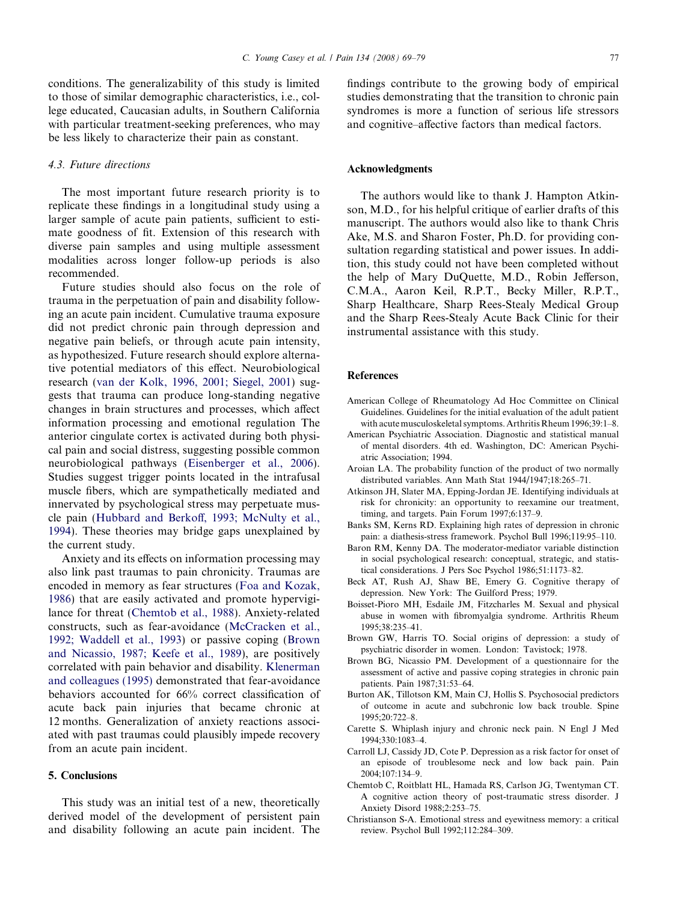conditions. The generalizability of this study is limited to those of similar demographic characteristics, i.e., college educated, Caucasian adults, in Southern California with particular treatment-seeking preferences, who may be less likely to characterize their pain as constant.

### 4.3. Future directions

The most important future research priority is to replicate these findings in a longitudinal study using a larger sample of acute pain patients, sufficient to estimate goodness of fit. Extension of this research with diverse pain samples and using multiple assessment modalities across longer follow-up periods is also recommended.

Future studies should also focus on the role of trauma in the perpetuation of pain and disability following an acute pain incident. Cumulative trauma exposure did not predict chronic pain through depression and negative pain beliefs, or through acute pain intensity, as hypothesized. Future research should explore alternative potential mediators of this effect. Neurobiological research (van der Kolk, 1996, 2001; Siegel, 2001) suggests that trauma can produce long-standing negative changes in brain structures and processes, which affect information processing and emotional regulation The anterior cingulate cortex is activated during both physical pain and social distress, suggesting possible common neurobiological pathways (Eisenberger et al., 2006). Studies suggest trigger points located in the intrafusal muscle fibers, which are sympathetically mediated and innervated by psychological stress may perpetuate muscle pain (Hubbard and Berkoff, 1993; McNulty et al., 1994). These theories may bridge gaps unexplained by the current study.

Anxiety and its effects on information processing may also link past traumas to pain chronicity. Traumas are encoded in memory as fear structures (Foa and Kozak, 1986) that are easily activated and promote hypervigilance for threat (Chemtob et al., 1988). Anxiety-related constructs, such as fear-avoidance (McCracken et al., 1992; Waddell et al., 1993) or passive coping (Brown and Nicassio, 1987; Keefe et al., 1989), are positively correlated with pain behavior and disability. Klenerman and colleagues (1995) demonstrated that fear-avoidance behaviors accounted for 66% correct classification of acute back pain injuries that became chronic at 12 months. Generalization of anxiety reactions associated with past traumas could plausibly impede recovery from an acute pain incident.

## 5. Conclusions

This study was an initial test of a new, theoretically derived model of the development of persistent pain and disability following an acute pain incident. The findings contribute to the growing body of empirical studies demonstrating that the transition to chronic pain syndromes is more a function of serious life stressors and cognitive–affective factors than medical factors.

## Acknowledgments

The authors would like to thank J. Hampton Atkinson, M.D., for his helpful critique of earlier drafts of this manuscript. The authors would also like to thank Chris Ake, M.S. and Sharon Foster, Ph.D. for providing consultation regarding statistical and power issues. In addition, this study could not have been completed without the help of Mary DuQuette, M.D., Robin Jefferson, C.M.A., Aaron Keil, R.P.T., Becky Miller, R.P.T., Sharp Healthcare, Sharp Rees-Stealy Medical Group and the Sharp Rees-Stealy Acute Back Clinic for their instrumental assistance with this study.

## References

American College of Rheumatology Ad Hoc Committee on Clinical Guidelines. Guidelines for the initial evaluation of the adult patient with acute musculoskeletal symptoms. Arthritis Rheum 1996;39:1–8.

American Psychiatric Association. Diagnostic and statistical manual of mental disorders. 4th ed. Washington, DC: American Psychiatric Association; 1994.

Aroian LA. The probability function of the product of two normally distributed variables. Ann Math Stat 1944/1947;18:265–71.

Atkinson JH, Slater MA, Epping-Jordan JE. Identifying individuals at risk for chronicity: an opportunity to reexamine our treatment, timing, and targets. Pain Forum 1997;6:137–9.

Banks SM, Kerns RD. Explaining high rates of depression in chronic pain: a diathesis-stress framework. Psychol Bull 1996;119:95–110.

Baron RM, Kenny DA. The moderator-mediator variable distinction in social psychological research: conceptual, strategic, and statistical considerations. J Pers Soc Psychol 1986;51:1173–82.

Beck AT, Rush AJ, Shaw BE, Emery G. Cognitive therapy of depression. New York: The Guilford Press; 1979.

Boisset-Pioro MH, Esdaile JM, Fitzcharles M. Sexual and physical abuse in women with fibromyalgia syndrome. Arthritis Rheum 1995;38:235–41.

Brown GW, Harris TO. Social origins of depression: a study of psychiatric disorder in women. London: Tavistock; 1978.

Brown BG, Nicassio PM. Development of a questionnaire for the assessment of active and passive coping strategies in chronic pain patients. Pain 1987;31:53–64.

Burton AK, Tillotson KM, Main CJ, Hollis S. Psychosocial predictors of outcome in acute and subchronic low back trouble. Spine 1995;20:722–8.

Carette S. Whiplash injury and chronic neck pain. N Engl J Med 1994;330:1083–4.

Carroll LJ, Cassidy JD, Cote P. Depression as a risk factor for onset of an episode of troublesome neck and low back pain. Pain 2004;107:134–9.

Chemtob C, Roitblatt HL, Hamada RS, Carlson JG, Twentyman CT. A cognitive action theory of post-traumatic stress disorder. J Anxiety Disord 1988;2:253–75.

Christianson S-A. Emotional stress and eyewitness memory: a critical review. Psychol Bull 1992;112:284–309.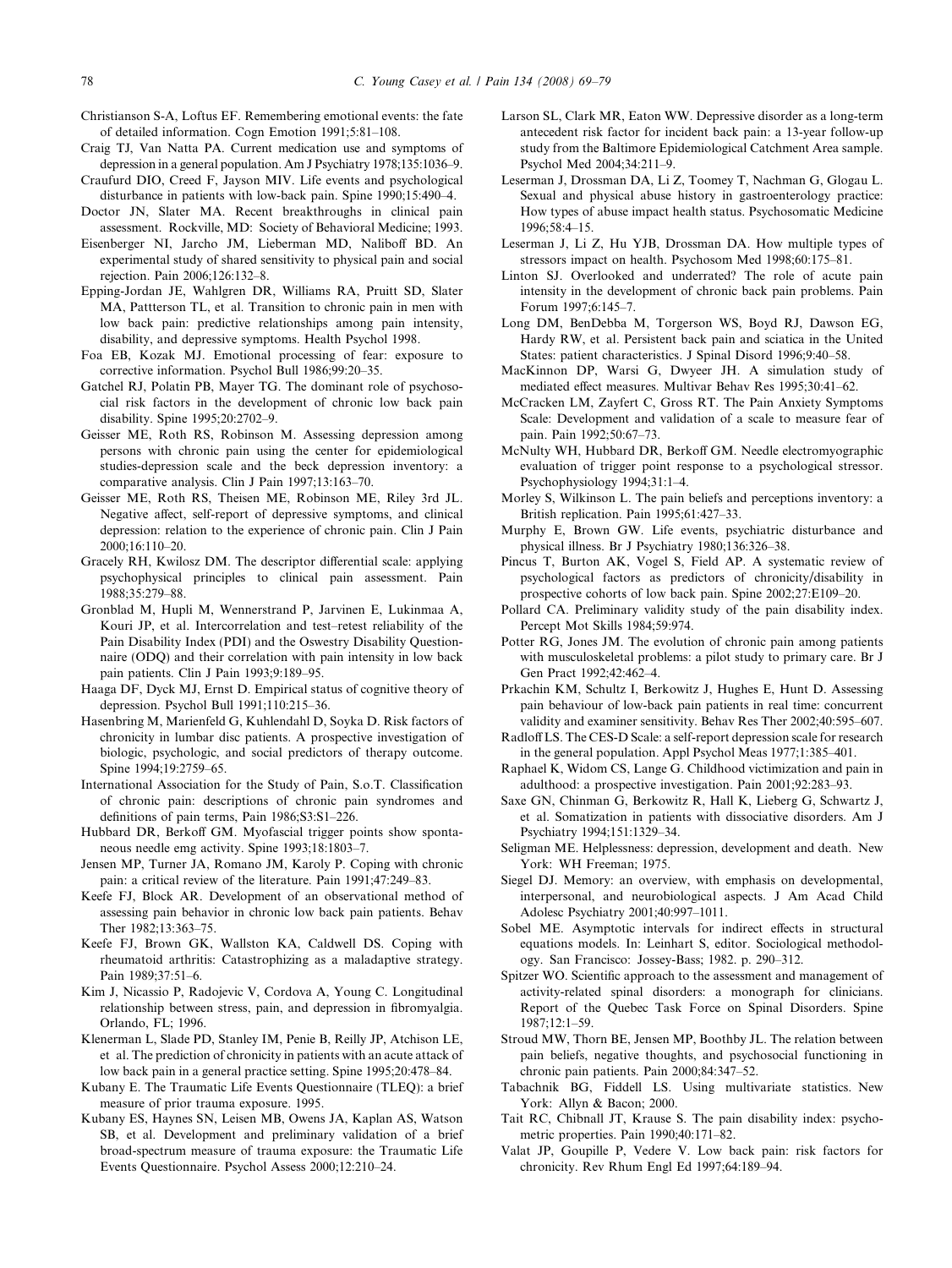Christianson S-A, Loftus EF. Remembering emotional events: the fate of detailed information. Cogn Emotion 1991;5:81–108.

Craig TJ, Van Natta PA. Current medication use and symptoms of depression in a general population. Am J Psychiatry 1978;135:1036–9.

Craufurd DIO, Creed F, Jayson MIV. Life events and psychological disturbance in patients with low-back pain. Spine 1990;15:490–4.

Doctor JN, Slater MA. Recent breakthroughs in clinical pain assessment. Rockville, MD: Society of Behavioral Medicine; 1993.

Eisenberger NI, Jarcho JM, Lieberman MD, Naliboff BD. An experimental study of shared sensitivity to physical pain and social rejection. Pain 2006;126:132–8.

Epping-Jordan JE, Wahlgren DR, Williams RA, Pruitt SD, Slater MA, Pattterson TL, et al. Transition to chronic pain in men with low back pain: predictive relationships among pain intensity, disability, and depressive symptoms. Health Psychol 1998.

Foa EB, Kozak MJ. Emotional processing of fear: exposure to corrective information. Psychol Bull 1986;99:20–35.

Gatchel RJ, Polatin PB, Mayer TG. The dominant role of psychosocial risk factors in the development of chronic low back pain disability. Spine 1995;20:2702–9.

Geisser ME, Roth RS, Robinson M. Assessing depression among persons with chronic pain using the center for epidemiological studies-depression scale and the beck depression inventory: a comparative analysis. Clin J Pain 1997;13:163–70.

Geisser ME, Roth RS, Theisen ME, Robinson ME, Riley 3rd JL. Negative affect, self-report of depressive symptoms, and clinical depression: relation to the experience of chronic pain. Clin J Pain 2000;16:110–20.

Gracely RH, Kwilosz DM. The descriptor differential scale: applying psychophysical principles to clinical pain assessment. Pain 1988;35:279–88.

Gronblad M, Hupli M, Wennerstrand P, Jarvinen E, Lukinmaa A, Kouri JP, et al. Intercorrelation and test–retest reliability of the Pain Disability Index (PDI) and the Oswestry Disability Questionnaire (ODQ) and their correlation with pain intensity in low back pain patients. Clin J Pain 1993;9:189–95.

Haaga DF, Dyck MJ, Ernst D. Empirical status of cognitive theory of depression. Psychol Bull 1991;110:215–36.

Hasenbring M, Marienfeld G, Kuhlendahl D, Soyka D. Risk factors of chronicity in lumbar disc patients. A prospective investigation of biologic, psychologic, and social predictors of therapy outcome. Spine 1994;19:2759–65.

International Association for the Study of Pain, S.o.T. Classification of chronic pain: descriptions of chronic pain syndromes and definitions of pain terms, Pain 1986;S3:S1–226.

Hubbard DR, Berkoff GM. Myofascial trigger points show spontaneous needle emg activity. Spine 1993;18:1803–7.

Jensen MP, Turner JA, Romano JM, Karoly P. Coping with chronic pain: a critical review of the literature. Pain 1991;47:249–83.

Keefe FJ, Block AR. Development of an observational method of assessing pain behavior in chronic low back pain patients. Behav Ther 1982;13:363–75.

Keefe FJ, Brown GK, Wallston KA, Caldwell DS. Coping with rheumatoid arthritis: Catastrophizing as a maladaptive strategy. Pain 1989;37:51–6.

Kim J, Nicassio P, Radojevic V, Cordova A, Young C. Longitudinal relationship between stress, pain, and depression in fibromyalgia. Orlando, FL; 1996.

Klenerman L, Slade PD, Stanley IM, Penie B, Reilly JP, Atchison LE, et al. The prediction of chronicity in patients with an acute attack of low back pain in a general practice setting. Spine 1995;20:478–84.

Kubany E. The Traumatic Life Events Questionnaire (TLEQ): a brief measure of prior trauma exposure. 1995.

Kubany ES, Haynes SN, Leisen MB, Owens JA, Kaplan AS, Watson SB, et al. Development and preliminary validation of a brief broad-spectrum measure of trauma exposure: the Traumatic Life Events Questionnaire. Psychol Assess 2000;12:210–24.

Larson SL, Clark MR, Eaton WW. Depressive disorder as a long-term antecedent risk factor for incident back pain: a 13-year follow-up study from the Baltimore Epidemiological Catchment Area sample. Psychol Med 2004;34:211–9.

Leserman J, Drossman DA, Li Z, Toomey T, Nachman G, Glogau L. Sexual and physical abuse history in gastroenterology practice: How types of abuse impact health status. Psychosomatic Medicine 1996;58:4–15.

Leserman J, Li Z, Hu YJB, Drossman DA. How multiple types of stressors impact on health. Psychosom Med 1998;60:175–81.

Linton SJ. Overlooked and underrated? The role of acute pain intensity in the development of chronic back pain problems. Pain Forum 1997;6:145–7.

Long DM, BenDebba M, Torgerson WS, Boyd RJ, Dawson EG, Hardy RW, et al. Persistent back pain and sciatica in the United States: patient characteristics. J Spinal Disord 1996;9:40–58.

MacKinnon DP, Warsi G, Dwyeer JH. A simulation study of mediated effect measures. Multivar Behav Res 1995;30:41–62.

McCracken LM, Zayfert C, Gross RT. The Pain Anxiety Symptoms Scale: Development and validation of a scale to measure fear of pain. Pain 1992;50:67–73.

McNulty WH, Hubbard DR, Berkoff GM. Needle electromyographic evaluation of trigger point response to a psychological stressor. Psychophysiology 1994;31:1–4.

Morley S, Wilkinson L. The pain beliefs and perceptions inventory: a British replication. Pain 1995;61:427–33.

Murphy E, Brown GW. Life events, psychiatric disturbance and physical illness. Br J Psychiatry 1980;136:326–38.

Pincus T, Burton AK, Vogel S, Field AP. A systematic review of psychological factors as predictors of chronicity/disability in prospective cohorts of low back pain. Spine 2002;27:E109–20.

Pollard CA. Preliminary validity study of the pain disability index. Percept Mot Skills 1984;59:974.

Potter RG, Jones JM. The evolution of chronic pain among patients with musculoskeletal problems: a pilot study to primary care. Br J Gen Pract 1992;42:462–4.

Prkachin KM, Schultz I, Berkowitz J, Hughes E, Hunt D. Assessing pain behaviour of low-back pain patients in real time: concurrent validity and examiner sensitivity. Behav Res Ther 2002;40:595–607.

Radloff LS. The CES-D Scale: a self-report depression scale for research in the general population. Appl Psychol Meas 1977;1:385–401.

Raphael K, Widom CS, Lange G. Childhood victimization and pain in adulthood: a prospective investigation. Pain 2001;92:283–93.

Saxe GN, Chinman G, Berkowitz R, Hall K, Lieberg G, Schwartz J, et al. Somatization in patients with dissociative disorders. Am J Psychiatry 1994;151:1329–34.

Seligman ME. Helplessness: depression, development and death. New York: WH Freeman; 1975.

Siegel DJ. Memory: an overview, with emphasis on developmental, interpersonal, and neurobiological aspects. J Am Acad Child Adolesc Psychiatry 2001;40:997–1011.

Sobel ME. Asymptotic intervals for indirect effects in structural equations models. In: Leinhart S, editor. Sociological methodology. San Francisco: Jossey-Bass; 1982. p. 290–312.

Spitzer WO. Scientific approach to the assessment and management of activity-related spinal disorders: a monograph for clinicians. Report of the Quebec Task Force on Spinal Disorders. Spine 1987;12:1–59.

Stroud MW, Thorn BE, Jensen MP, Boothby JL. The relation between pain beliefs, negative thoughts, and psychosocial functioning in chronic pain patients. Pain 2000;84:347–52.

Tabachnik BG, Fiddell LS. Using multivariate statistics. New York: Allyn & Bacon; 2000.

Tait RC, Chibnall JT, Krause S. The pain disability index: psychometric properties. Pain 1990;40:171–82.

Valat JP, Goupille P, Vedere V. Low back pain: risk factors for chronicity. Rev Rhum Engl Ed 1997;64:189–94.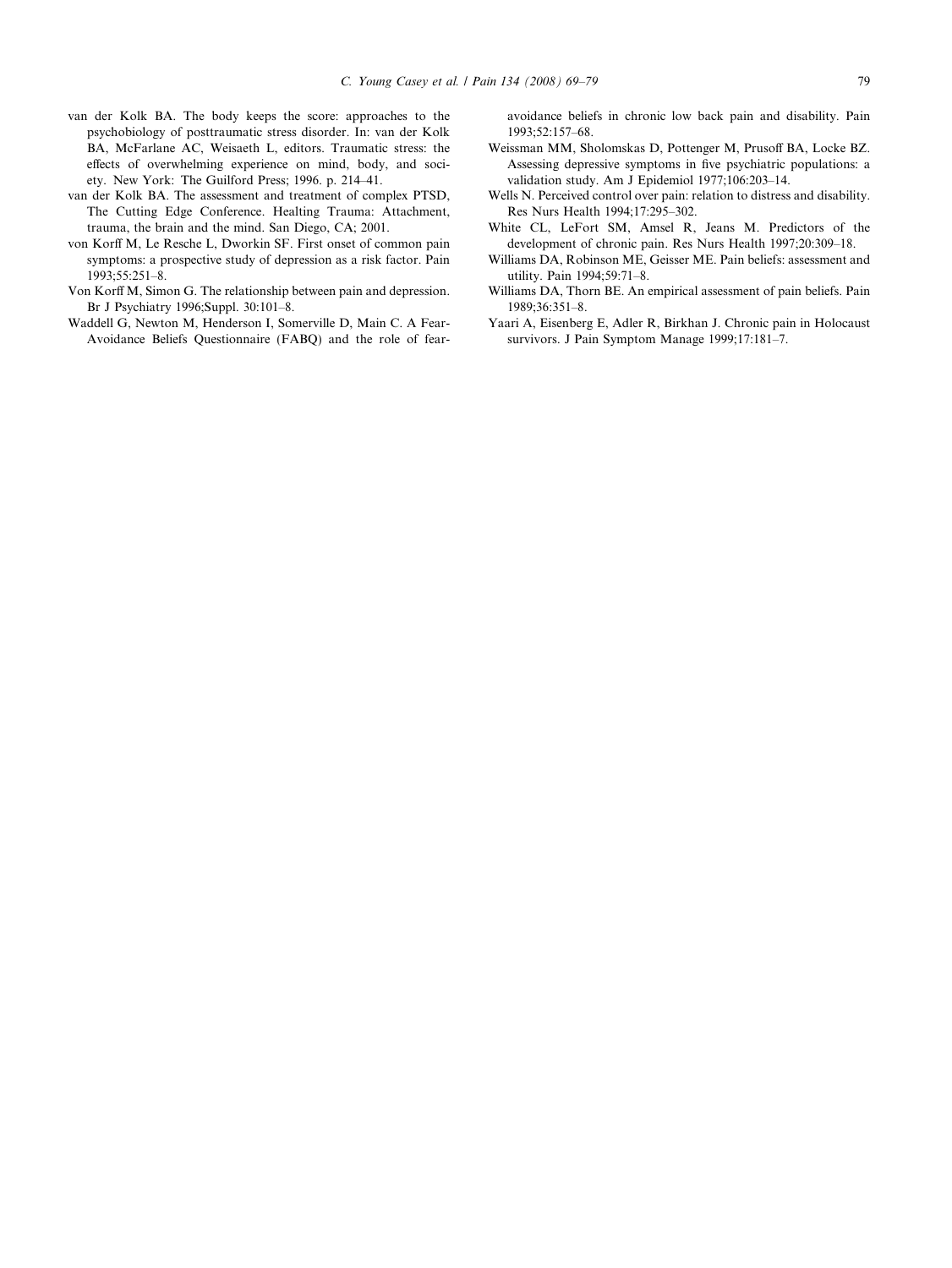van der Kolk BA. The body keeps the score: approaches to the psychobiology of posttraumatic stress disorder. In: van der Kolk BA, McFarlane AC, Weisaeth L, editors. Traumatic stress: the effects of overwhelming experience on mind, body, and society. New York: The Guilford Press; 1996. p. 214–41.

van der Kolk BA. The assessment and treatment of complex PTSD, The Cutting Edge Conference. Healting Trauma: Attachment, trauma, the brain and the mind. San Diego, CA; 2001.

von Korff M, Le Resche L, Dworkin SF. First onset of common pain symptoms: a prospective study of depression as a risk factor. Pain 1993;55:251–8.

Von Korff M, Simon G. The relationship between pain and depression. Br J Psychiatry 1996;Suppl. 30:101–8.

Waddell G, Newton M, Henderson I, Somerville D, Main C. A Fear-Avoidance Beliefs Questionnaire (FABQ) and the role of fear-avoidance beliefs in chronic low back pain and disability. Pain 1993;52:157–68.

Weissman MM, Sholomskas D, Pottenger M, Prusoff BA, Locke BZ. Assessing depressive symptoms in five psychiatric populations: a validation study. Am J Epidemiol 1977;106:203–14.

Wells N. Perceived control over pain: relation to distress and disability. Res Nurs Health 1994;17:295–302.

White CL, LeFort SM, Amsel R, Jeans M. Predictors of the development of chronic pain. Res Nurs Health 1997;20:309–18.

Williams DA, Robinson ME, Geisser ME. Pain beliefs: assessment and utility. Pain 1994;59:71–8.

Williams DA, Thorn BE. An empirical assessment of pain beliefs. Pain 1989;36:351–8.

Yaari A, Eisenberg E, Adler R, Birkhan J. Chronic pain in Holocaust survivors. J Pain Symptom Manage 1999;17:181–7.